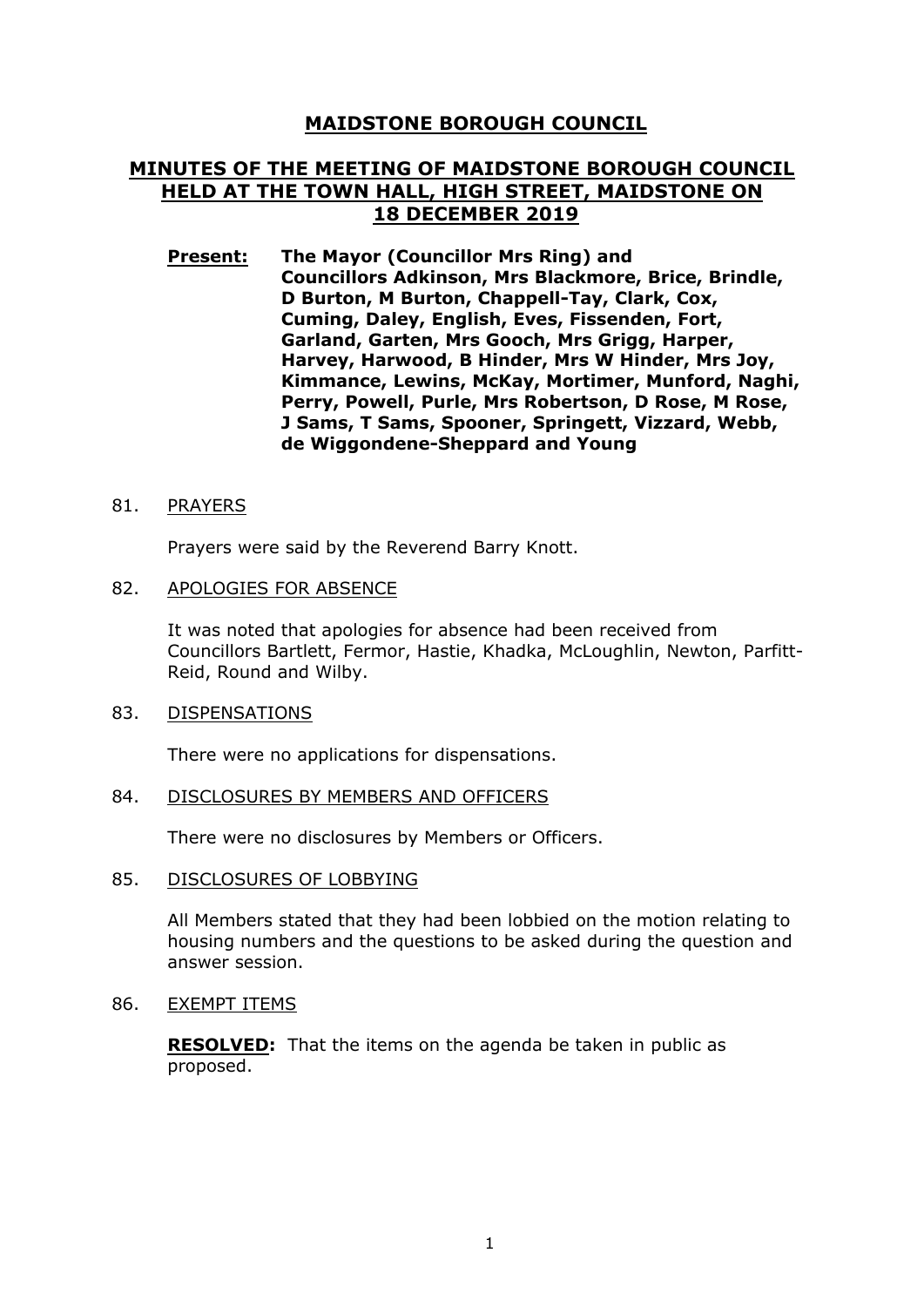# MAIDSTONE BOROUGH COUNCIL

## MINUTES OF THE MEETING OF MAIDSTONE BOROUGH COUNCIL HELD AT THE TOWN HALL, HIGH STREET, MAIDSTONE ON 18 DECEMBER 2019

**Present:** **The Mayor (Councillor Mrs Ring) and Councillors Adkinson, Mrs Blackmore, Brice, Brindle, D Burton, M Burton, Chappell-Tay, Clark, Cox, Cuming, Daley, English, Eves, Fissenden, Fort, Garland, Garten, Mrs Gooch, Mrs Grigg, Harper, Harvey, Harwood, B Hinder, Mrs W Hinder, Mrs Joy, Kimmance, Lewins, McKay, Mortimer, Munford, Naghi, Perry, Powell, Purle, Mrs Robertson, D Rose, M Rose, J Sams, T Sams, Spooner, Springett, Vizzard, Webb, de Wiggondene-Sheppard and Young**

81. PRAYERS

Prayers were said by the Reverend Barry Knott.

82. APOLOGIES FOR ABSENCE

It was noted that apologies for absence had been received from Councillors Bartlett, Fermor, Hastie, Khadka, McLoughlin, Newton, Parfitt-Reid, Round and Wilby.

83. DISPENSATIONS

There were no applications for dispensations.

84. DISCLOSURES BY MEMBERS AND OFFICERS

There were no disclosures by Members or Officers.

85. DISCLOSURES OF LOBBYING

All Members stated that they had been lobbied on the motion relating to housing numbers and the questions to be asked during the question and answer session.

86. EXEMPT ITEMS

**RESOLVED:** That the items on the agenda be taken in public as proposed.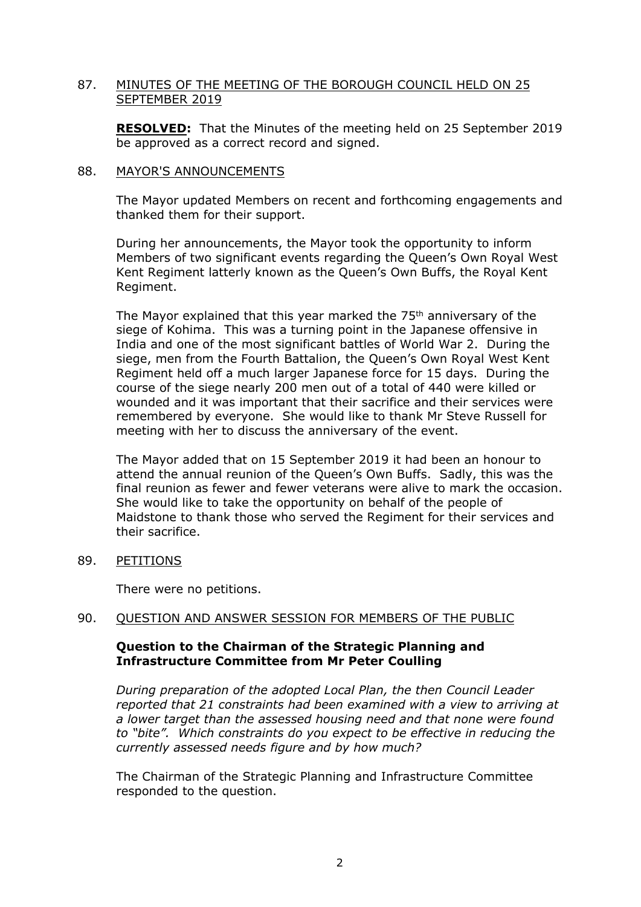87. MINUTES OF THE MEETING OF THE BOROUGH COUNCIL HELD ON 25 SEPTEMBER 2019

**RESOLVED:** That the Minutes of the meeting held on 25 September 2019 be approved as a correct record and signed.

88. MAYOR'S ANNOUNCEMENTS

The Mayor updated Members on recent and forthcoming engagements and thanked them for their support.

During her announcements, the Mayor took the opportunity to inform Members of two significant events regarding the Queen's Own Royal West Kent Regiment latterly known as the Queen's Own Buffs, the Royal Kent Regiment.

The Mayor explained that this year marked the 75th anniversary of the siege of Kohima. This was a turning point in the Japanese offensive in India and one of the most significant battles of World War 2. During the siege, men from the Fourth Battalion, the Queen's Own Royal West Kent Regiment held off a much larger Japanese force for 15 days. During the course of the siege nearly 200 men out of a total of 440 were killed or wounded and it was important that their sacrifice and their services were remembered by everyone. She would like to thank Mr Steve Russell for meeting with her to discuss the anniversary of the event.

The Mayor added that on 15 September 2019 it had been an honour to attend the annual reunion of the Queen's Own Buffs. Sadly, this was the final reunion as fewer and fewer veterans were alive to mark the occasion. She would like to take the opportunity on behalf of the people of Maidstone to thank those who served the Regiment for their services and their sacrifice.

89. PETITIONS

There were no petitions.

90. QUESTION AND ANSWER SESSION FOR MEMBERS OF THE PUBLIC

**Question to the Chairman of the Strategic Planning and Infrastructure Committee from Mr Peter Coulling**

*During preparation of the adopted Local Plan, the then Council Leader reported that 21 constraints had been examined with a view to arriving at a lower target than the assessed housing need and that none were found to "bite". Which constraints do you expect to be effective in reducing the currently assessed needs figure and by how much?*

The Chairman of the Strategic Planning and Infrastructure Committee responded to the question.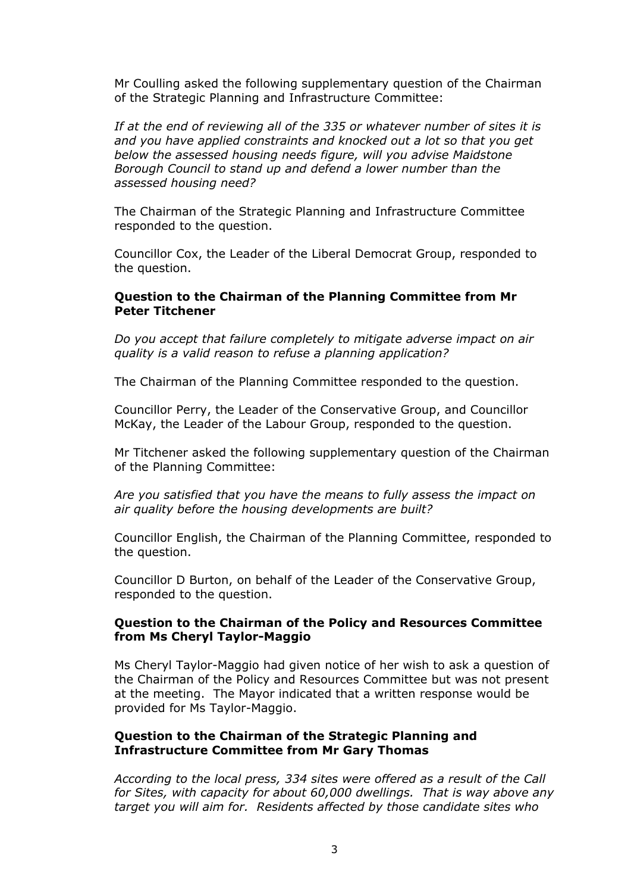Mr Coulling asked the following supplementary question of the Chairman of the Strategic Planning and Infrastructure Committee:

*If at the end of reviewing all of the 335 or whatever number of sites it is and you have applied constraints and knocked out a lot so that you get below the assessed housing needs figure, will you advise Maidstone Borough Council to stand up and defend a lower number than the assessed housing need?*

The Chairman of the Strategic Planning and Infrastructure Committee responded to the question.

Councillor Cox, the Leader of the Liberal Democrat Group, responded to the question.

**Question to the Chairman of the Planning Committee from Mr Peter Titchener**

*Do you accept that failure completely to mitigate adverse impact on air quality is a valid reason to refuse a planning application?*

The Chairman of the Planning Committee responded to the question.

Councillor Perry, the Leader of the Conservative Group, and Councillor McKay, the Leader of the Labour Group, responded to the question.

Mr Titchener asked the following supplementary question of the Chairman of the Planning Committee:

*Are you satisfied that you have the means to fully assess the impact on air quality before the housing developments are built?*

Councillor English, the Chairman of the Planning Committee, responded to the question.

Councillor D Burton, on behalf of the Leader of the Conservative Group, responded to the question.

**Question to the Chairman of the Policy and Resources Committee from Ms Cheryl Taylor-Maggio**

Ms Cheryl Taylor-Maggio had given notice of her wish to ask a question of the Chairman of the Policy and Resources Committee but was not present at the meeting. The Mayor indicated that a written response would be provided for Ms Taylor-Maggio.

**Question to the Chairman of the Strategic Planning and Infrastructure Committee from Mr Gary Thomas**

*According to the local press, 334 sites were offered as a result of the Call for Sites, with capacity for about 60,000 dwellings. That is way above any target you will aim for. Residents affected by those candidate sites who*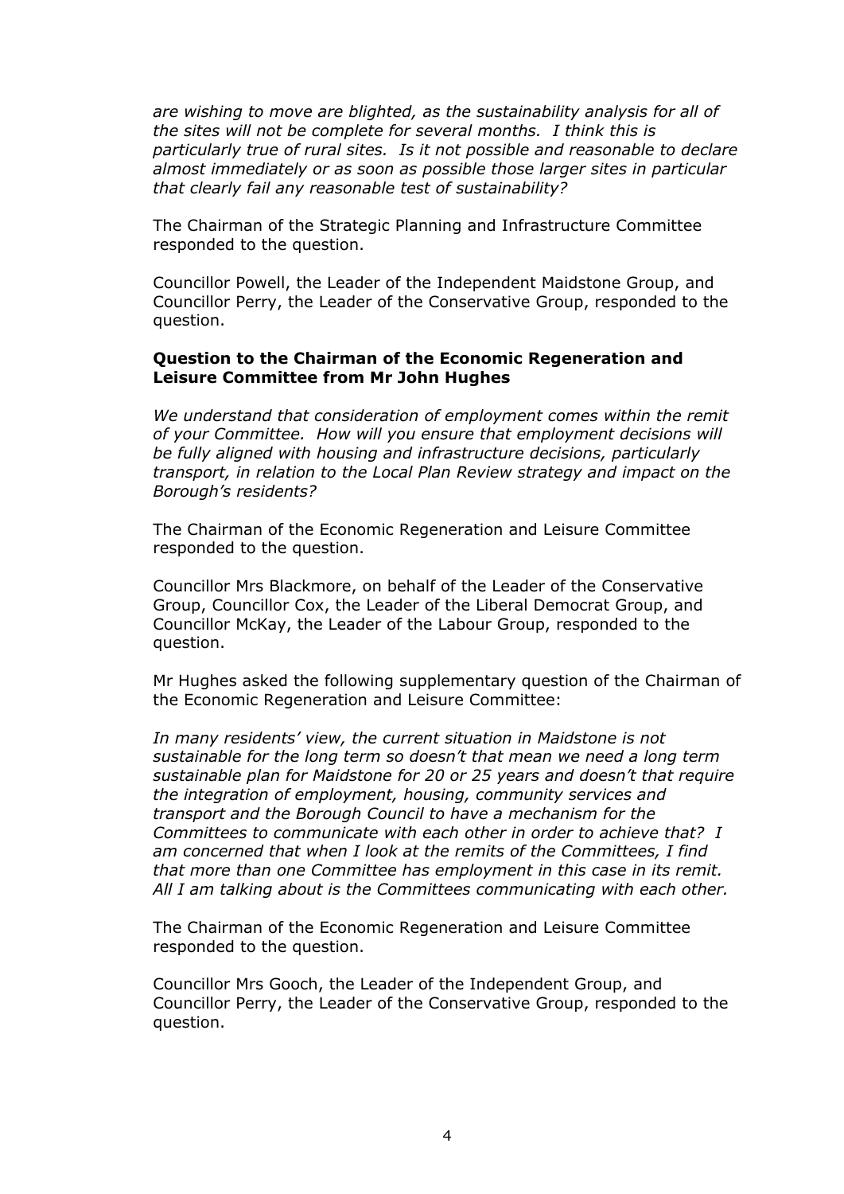*are wishing to move are blighted, as the sustainability analysis for all of the sites will not be complete for several months. I think this is particularly true of rural sites. Is it not possible and reasonable to declare almost immediately or as soon as possible those larger sites in particular that clearly fail any reasonable test of sustainability?*

The Chairman of the Strategic Planning and Infrastructure Committee responded to the question.

Councillor Powell, the Leader of the Independent Maidstone Group, and Councillor Perry, the Leader of the Conservative Group, responded to the question.

**Question to the Chairman of the Economic Regeneration and Leisure Committee from Mr John Hughes**

*We understand that consideration of employment comes within the remit of your Committee. How will you ensure that employment decisions will be fully aligned with housing and infrastructure decisions, particularly transport, in relation to the Local Plan Review strategy and impact on the Borough's residents?*

The Chairman of the Economic Regeneration and Leisure Committee responded to the question.

Councillor Mrs Blackmore, on behalf of the Leader of the Conservative Group, Councillor Cox, the Leader of the Liberal Democrat Group, and Councillor McKay, the Leader of the Labour Group, responded to the question.

Mr Hughes asked the following supplementary question of the Chairman of the Economic Regeneration and Leisure Committee:

*In many residents' view, the current situation in Maidstone is not sustainable for the long term so doesn't that mean we need a long term sustainable plan for Maidstone for 20 or 25 years and doesn't that require the integration of employment, housing, community services and transport and the Borough Council to have a mechanism for the Committees to communicate with each other in order to achieve that? I am concerned that when I look at the remits of the Committees, I find that more than one Committee has employment in this case in its remit. All I am talking about is the Committees communicating with each other.*

The Chairman of the Economic Regeneration and Leisure Committee responded to the question.

Councillor Mrs Gooch, the Leader of the Independent Group, and Councillor Perry, the Leader of the Conservative Group, responded to the question.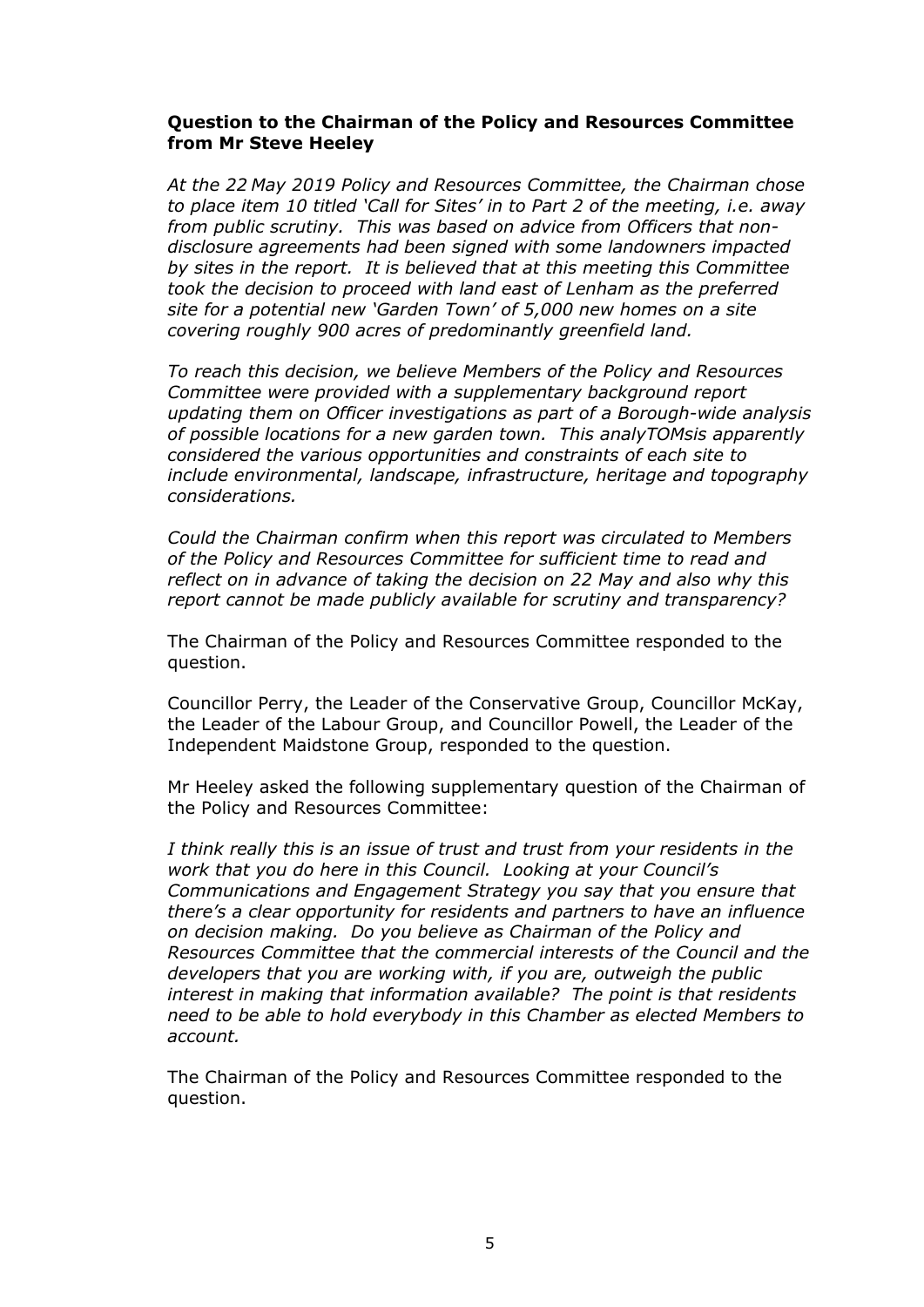**Question to the Chairman of the Policy and Resources Committee from Mr Steve Heeley**

*At the 22 May 2019 Policy and Resources Committee, the Chairman chose to place item 10 titled 'Call for Sites' in to Part 2 of the meeting, i.e. away from public scrutiny. This was based on advice from Officers that non-disclosure agreements had been signed with some landowners impacted by sites in the report. It is believed that at this meeting this Committee took the decision to proceed with land east of Lenham as the preferred site for a potential new 'Garden Town' of 5,000 new homes on a site covering roughly 900 acres of predominantly greenfield land.*

*To reach this decision, we believe Members of the Policy and Resources Committee were provided with a supplementary background report updating them on Officer investigations as part of a Borough-wide analysis of possible locations for a new garden town. This analyTOMsis apparently considered the various opportunities and constraints of each site to include environmental, landscape, infrastructure, heritage and topography considerations.*

*Could the Chairman confirm when this report was circulated to Members of the Policy and Resources Committee for sufficient time to read and reflect on in advance of taking the decision on 22 May and also why this report cannot be made publicly available for scrutiny and transparency?*

The Chairman of the Policy and Resources Committee responded to the question.

Councillor Perry, the Leader of the Conservative Group, Councillor McKay, the Leader of the Labour Group, and Councillor Powell, the Leader of the Independent Maidstone Group, responded to the question.

Mr Heeley asked the following supplementary question of the Chairman of the Policy and Resources Committee:

*I think really this is an issue of trust and trust from your residents in the work that you do here in this Council. Looking at your Council's Communications and Engagement Strategy you say that you ensure that there's a clear opportunity for residents and partners to have an influence on decision making. Do you believe as Chairman of the Policy and Resources Committee that the commercial interests of the Council and the developers that you are working with, if you are, outweigh the public interest in making that information available? The point is that residents need to be able to hold everybody in this Chamber as elected Members to account.*

The Chairman of the Policy and Resources Committee responded to the question.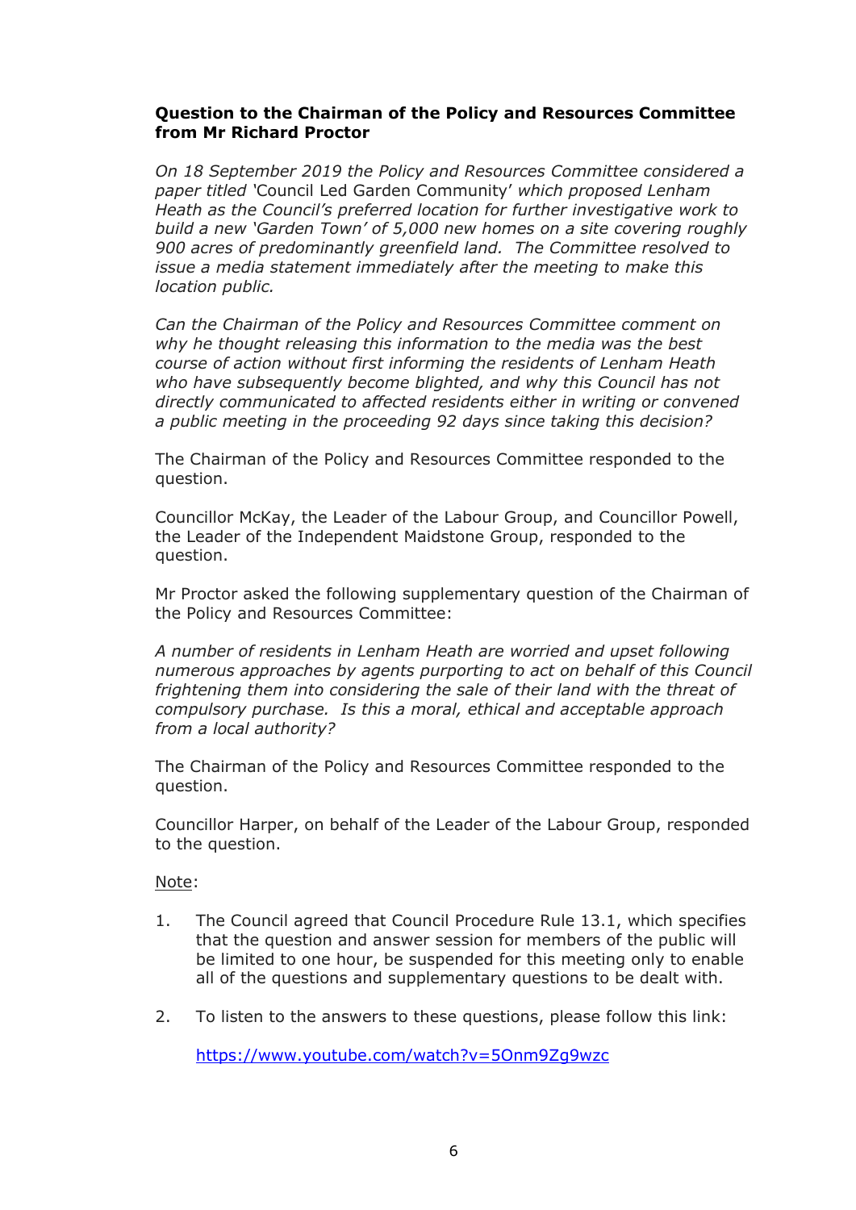**Question to the Chairman of the Policy and Resources Committee from Mr Richard Proctor**

*On 18 September 2019 the Policy and Resources Committee considered a paper titled* 'Council Led Garden Community' *which proposed Lenham Heath as the Council's preferred location for further investigative work to build a new 'Garden Town' of 5,000 new homes on a site covering roughly 900 acres of predominantly greenfield land. The Committee resolved to issue a media statement immediately after the meeting to make this location public.*

*Can the Chairman of the Policy and Resources Committee comment on why he thought releasing this information to the media was the best course of action without first informing the residents of Lenham Heath who have subsequently become blighted, and why this Council has not directly communicated to affected residents either in writing or convened a public meeting in the proceeding 92 days since taking this decision?*

The Chairman of the Policy and Resources Committee responded to the question.

Councillor McKay, the Leader of the Labour Group, and Councillor Powell, the Leader of the Independent Maidstone Group, responded to the question.

Mr Proctor asked the following supplementary question of the Chairman of the Policy and Resources Committee:

*A number of residents in Lenham Heath are worried and upset following numerous approaches by agents purporting to act on behalf of this Council frightening them into considering the sale of their land with the threat of compulsory purchase. Is this a moral, ethical and acceptable approach from a local authority?*

The Chairman of the Policy and Resources Committee responded to the question.

Councillor Harper, on behalf of the Leader of the Labour Group, responded to the question.

Note:

1. The Council agreed that Council Procedure Rule 13.1, which specifies that the question and answer session for members of the public will be limited to one hour, be suspended for this meeting only to enable all of the questions and supplementary questions to be dealt with.

2. To listen to the answers to these questions, please follow this link:

   https://www.youtube.com/watch?v=5Onm9Zg9wzc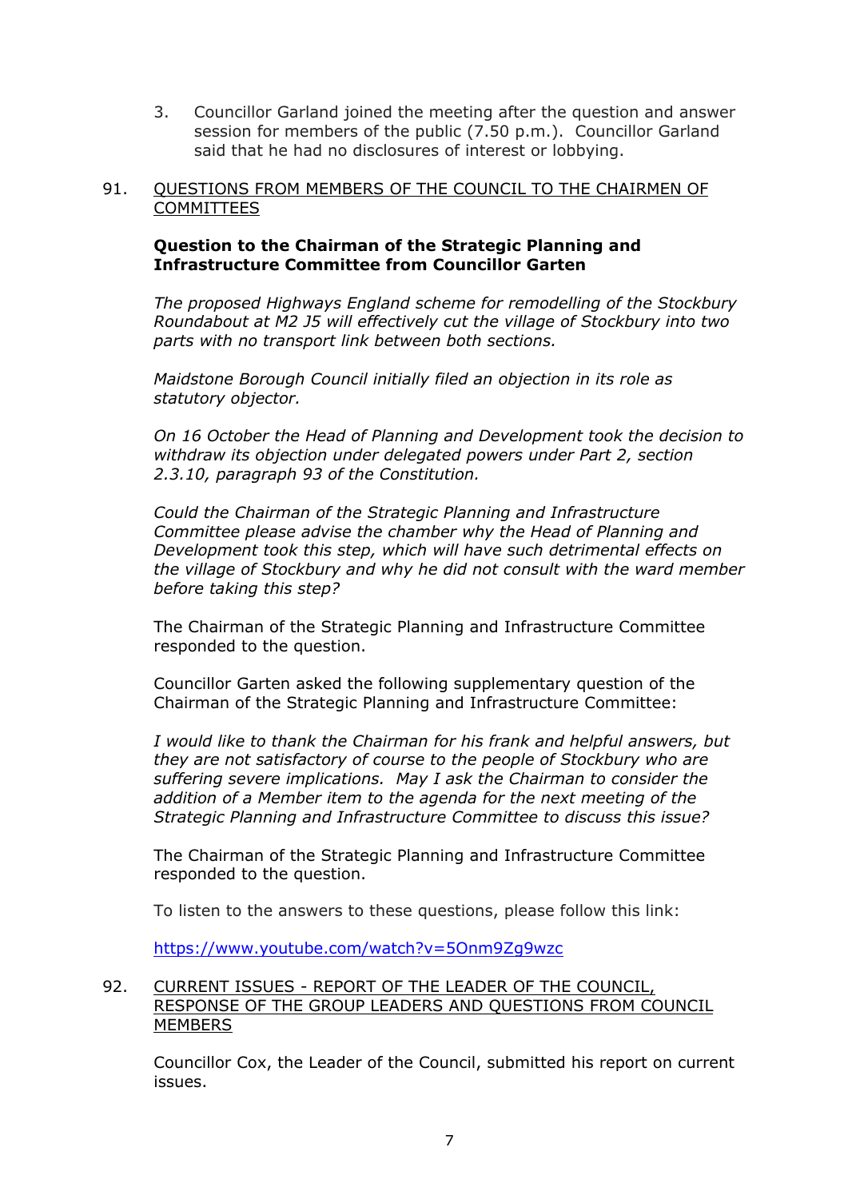3. Councillor Garland joined the meeting after the question and answer session for members of the public (7.50 p.m.). Councillor Garland said that he had no disclosures of interest or lobbying.

91. <u>QUESTIONS FROM MEMBERS OF THE COUNCIL TO THE CHAIRMEN OF COMMITTEES</u>

**Question to the Chairman of the Strategic Planning and Infrastructure Committee from Councillor Garten**

*The proposed Highways England scheme for remodelling of the Stockbury Roundabout at M2 J5 will effectively cut the village of Stockbury into two parts with no transport link between both sections.*

*Maidstone Borough Council initially filed an objection in its role as statutory objector.*

*On 16 October the Head of Planning and Development took the decision to withdraw its objection under delegated powers under Part 2, section 2.3.10, paragraph 93 of the Constitution.*

*Could the Chairman of the Strategic Planning and Infrastructure Committee please advise the chamber why the Head of Planning and Development took this step, which will have such detrimental effects on the village of Stockbury and why he did not consult with the ward member before taking this step?*

The Chairman of the Strategic Planning and Infrastructure Committee responded to the question.

Councillor Garten asked the following supplementary question of the Chairman of the Strategic Planning and Infrastructure Committee:

*I would like to thank the Chairman for his frank and helpful answers, but they are not satisfactory of course to the people of Stockbury who are suffering severe implications. May I ask the Chairman to consider the addition of a Member item to the agenda for the next meeting of the Strategic Planning and Infrastructure Committee to discuss this issue?*

The Chairman of the Strategic Planning and Infrastructure Committee responded to the question.

To listen to the answers to these questions, please follow this link:

https://www.youtube.com/watch?v=5Onm9Zg9wzc

92. <u>CURRENT ISSUES - REPORT OF THE LEADER OF THE COUNCIL, RESPONSE OF THE GROUP LEADERS AND QUESTIONS FROM COUNCIL MEMBERS</u>

Councillor Cox, the Leader of the Council, submitted his report on current issues.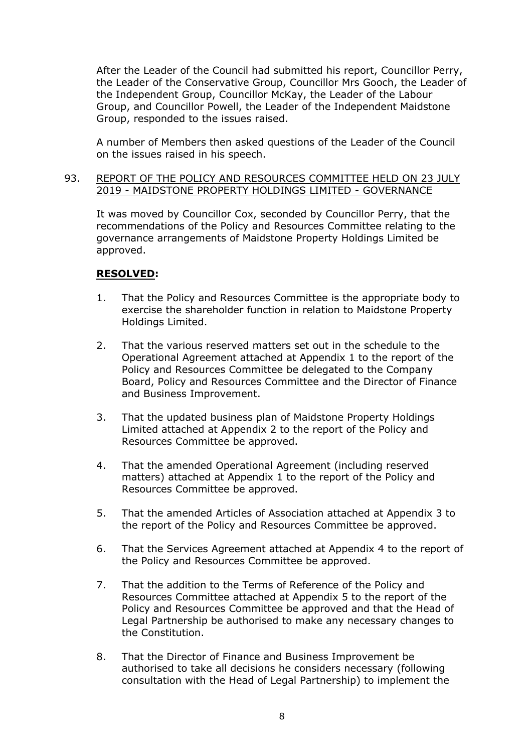After the Leader of the Council had submitted his report, Councillor Perry, the Leader of the Conservative Group, Councillor Mrs Gooch, the Leader of the Independent Group, Councillor McKay, the Leader of the Labour Group, and Councillor Powell, the Leader of the Independent Maidstone Group, responded to the issues raised.

A number of Members then asked questions of the Leader of the Council on the issues raised in his speech.

93. REPORT OF THE POLICY AND RESOURCES COMMITTEE HELD ON 23 JULY 2019 - MAIDSTONE PROPERTY HOLDINGS LIMITED - GOVERNANCE

It was moved by Councillor Cox, seconded by Councillor Perry, that the recommendations of the Policy and Resources Committee relating to the governance arrangements of Maidstone Property Holdings Limited be approved.

**RESOLVED:**

1. That the Policy and Resources Committee is the appropriate body to exercise the shareholder function in relation to Maidstone Property Holdings Limited.

2. That the various reserved matters set out in the schedule to the Operational Agreement attached at Appendix 1 to the report of the Policy and Resources Committee be delegated to the Company Board, Policy and Resources Committee and the Director of Finance and Business Improvement.

3. That the updated business plan of Maidstone Property Holdings Limited attached at Appendix 2 to the report of the Policy and Resources Committee be approved.

4. That the amended Operational Agreement (including reserved matters) attached at Appendix 1 to the report of the Policy and Resources Committee be approved.

5. That the amended Articles of Association attached at Appendix 3 to the report of the Policy and Resources Committee be approved.

6. That the Services Agreement attached at Appendix 4 to the report of the Policy and Resources Committee be approved.

7. That the addition to the Terms of Reference of the Policy and Resources Committee attached at Appendix 5 to the report of the Policy and Resources Committee be approved and that the Head of Legal Partnership be authorised to make any necessary changes to the Constitution.

8. That the Director of Finance and Business Improvement be authorised to take all decisions he considers necessary (following consultation with the Head of Legal Partnership) to implement the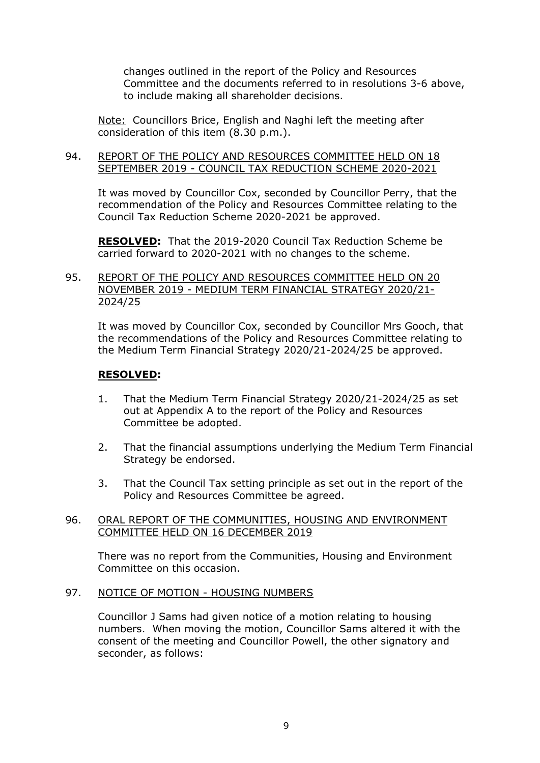changes outlined in the report of the Policy and Resources Committee and the documents referred to in resolutions 3-6 above, to include making all shareholder decisions.

Note: Councillors Brice, English and Naghi left the meeting after consideration of this item (8.30 p.m.).

94. REPORT OF THE POLICY AND RESOURCES COMMITTEE HELD ON 18 SEPTEMBER 2019 - COUNCIL TAX REDUCTION SCHEME 2020-2021

It was moved by Councillor Cox, seconded by Councillor Perry, that the recommendation of the Policy and Resources Committee relating to the Council Tax Reduction Scheme 2020-2021 be approved.

**RESOLVED:** That the 2019-2020 Council Tax Reduction Scheme be carried forward to 2020-2021 with no changes to the scheme.

95. REPORT OF THE POLICY AND RESOURCES COMMITTEE HELD ON 20 NOVEMBER 2019 - MEDIUM TERM FINANCIAL STRATEGY 2020/21-2024/25

It was moved by Councillor Cox, seconded by Councillor Mrs Gooch, that the recommendations of the Policy and Resources Committee relating to the Medium Term Financial Strategy 2020/21-2024/25 be approved.

**RESOLVED:**

1. That the Medium Term Financial Strategy 2020/21-2024/25 as set out at Appendix A to the report of the Policy and Resources Committee be adopted.

2. That the financial assumptions underlying the Medium Term Financial Strategy be endorsed.

3. That the Council Tax setting principle as set out in the report of the Policy and Resources Committee be agreed.

96. ORAL REPORT OF THE COMMUNITIES, HOUSING AND ENVIRONMENT COMMITTEE HELD ON 16 DECEMBER 2019

There was no report from the Communities, Housing and Environment Committee on this occasion.

97. NOTICE OF MOTION - HOUSING NUMBERS

Councillor J Sams had given notice of a motion relating to housing numbers. When moving the motion, Councillor Sams altered it with the consent of the meeting and Councillor Powell, the other signatory and seconder, as follows: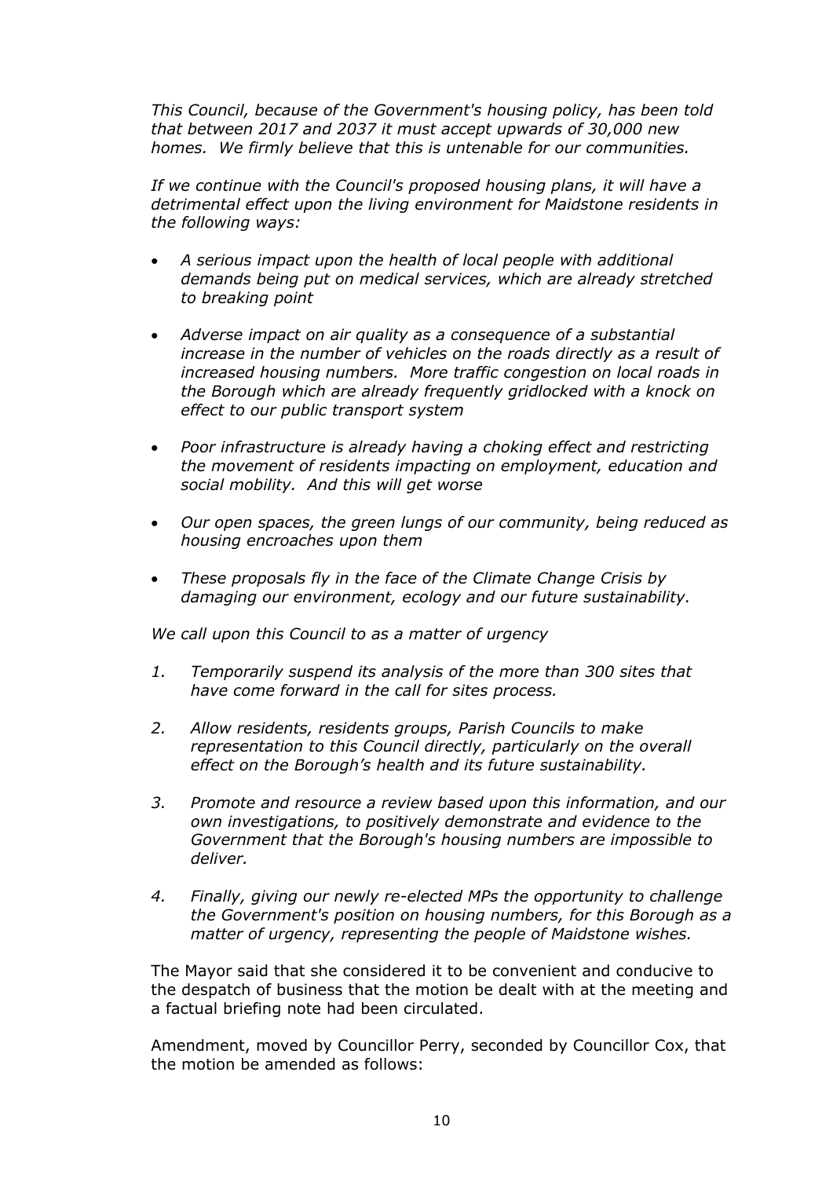*This Council, because of the Government's housing policy, has been told that between 2017 and 2037 it must accept upwards of 30,000 new homes. We firmly believe that this is untenable for our communities.*

*If we continue with the Council's proposed housing plans, it will have a detrimental effect upon the living environment for Maidstone residents in the following ways:*

- *A serious impact upon the health of local people with additional demands being put on medical services, which are already stretched to breaking point*
- *Adverse impact on air quality as a consequence of a substantial increase in the number of vehicles on the roads directly as a result of increased housing numbers. More traffic congestion on local roads in the Borough which are already frequently gridlocked with a knock on effect to our public transport system*
- *Poor infrastructure is already having a choking effect and restricting the movement of residents impacting on employment, education and social mobility. And this will get worse*
- *Our open spaces, the green lungs of our community, being reduced as housing encroaches upon them*
- *These proposals fly in the face of the Climate Change Crisis by damaging our environment, ecology and our future sustainability.*

*We call upon this Council to as a matter of urgency*

1. *Temporarily suspend its analysis of the more than 300 sites that have come forward in the call for sites process.*
2. *Allow residents, residents groups, Parish Councils to make representation to this Council directly, particularly on the overall effect on the Borough's health and its future sustainability.*
3. *Promote and resource a review based upon this information, and our own investigations, to positively demonstrate and evidence to the Government that the Borough's housing numbers are impossible to deliver.*
4. *Finally, giving our newly re-elected MPs the opportunity to challenge the Government's position on housing numbers, for this Borough as a matter of urgency, representing the people of Maidstone wishes.*

The Mayor said that she considered it to be convenient and conducive to the despatch of business that the motion be dealt with at the meeting and a factual briefing note had been circulated.

Amendment, moved by Councillor Perry, seconded by Councillor Cox, that the motion be amended as follows: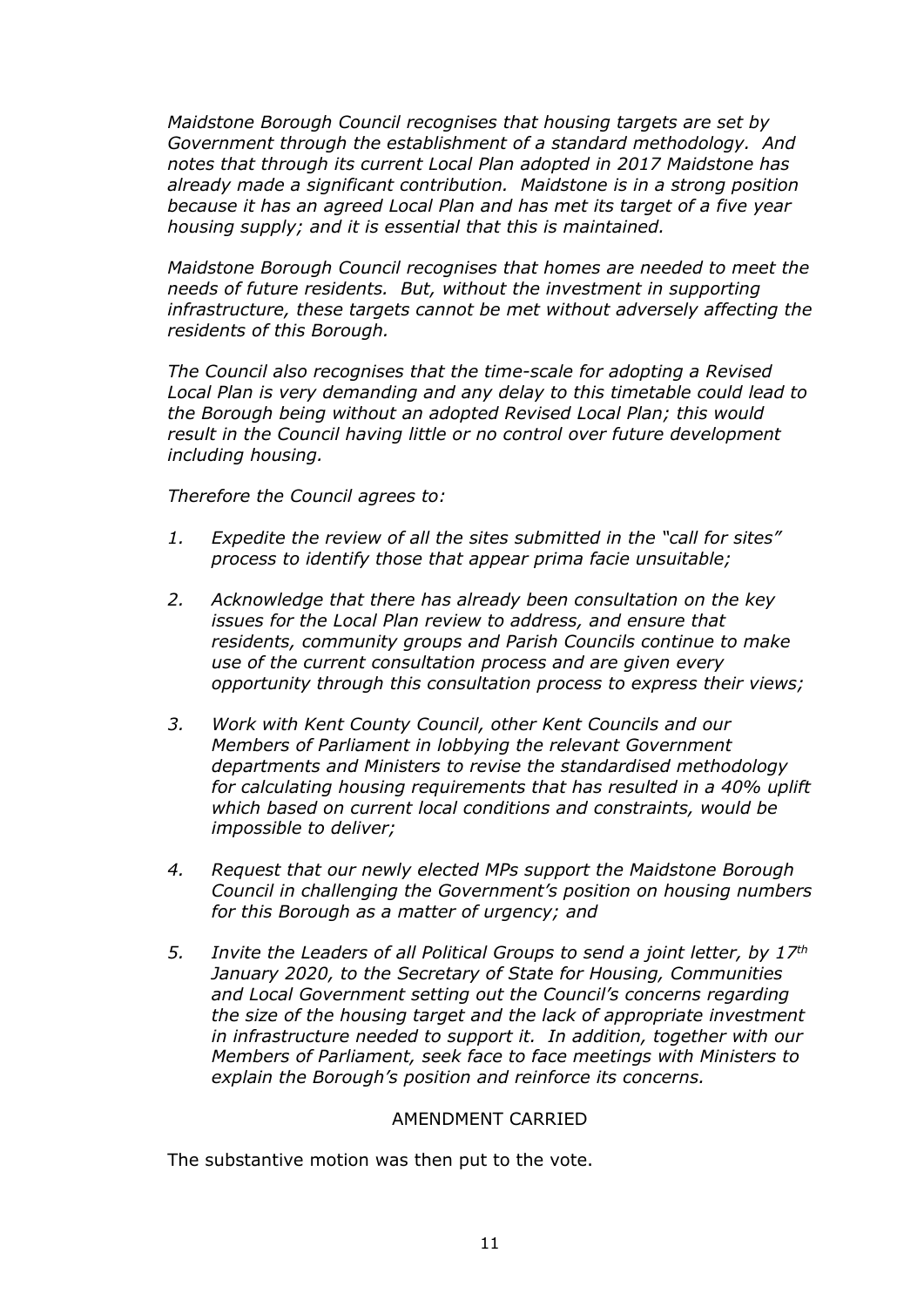*Maidstone Borough Council recognises that housing targets are set by Government through the establishment of a standard methodology. And notes that through its current Local Plan adopted in 2017 Maidstone has already made a significant contribution. Maidstone is in a strong position because it has an agreed Local Plan and has met its target of a five year housing supply; and it is essential that this is maintained.*

*Maidstone Borough Council recognises that homes are needed to meet the needs of future residents. But, without the investment in supporting infrastructure, these targets cannot be met without adversely affecting the residents of this Borough.*

*The Council also recognises that the time-scale for adopting a Revised Local Plan is very demanding and any delay to this timetable could lead to the Borough being without an adopted Revised Local Plan; this would result in the Council having little or no control over future development including housing.*

*Therefore the Council agrees to:*

1. *Expedite the review of all the sites submitted in the "call for sites" process to identify those that appear prima facie unsuitable;*

2. *Acknowledge that there has already been consultation on the key issues for the Local Plan review to address, and ensure that residents, community groups and Parish Councils continue to make use of the current consultation process and are given every opportunity through this consultation process to express their views;*

3. *Work with Kent County Council, other Kent Councils and our Members of Parliament in lobbying the relevant Government departments and Ministers to revise the standardised methodology for calculating housing requirements that has resulted in a 40% uplift which based on current local conditions and constraints, would be impossible to deliver;*

4. *Request that our newly elected MPs support the Maidstone Borough Council in challenging the Government's position on housing numbers for this Borough as a matter of urgency; and*

5. *Invite the Leaders of all Political Groups to send a joint letter, by 17th January 2020, to the Secretary of State for Housing, Communities and Local Government setting out the Council's concerns regarding the size of the housing target and the lack of appropriate investment in infrastructure needed to support it. In addition, together with our Members of Parliament, seek face to face meetings with Ministers to explain the Borough's position and reinforce its concerns.*

AMENDMENT CARRIED

The substantive motion was then put to the vote.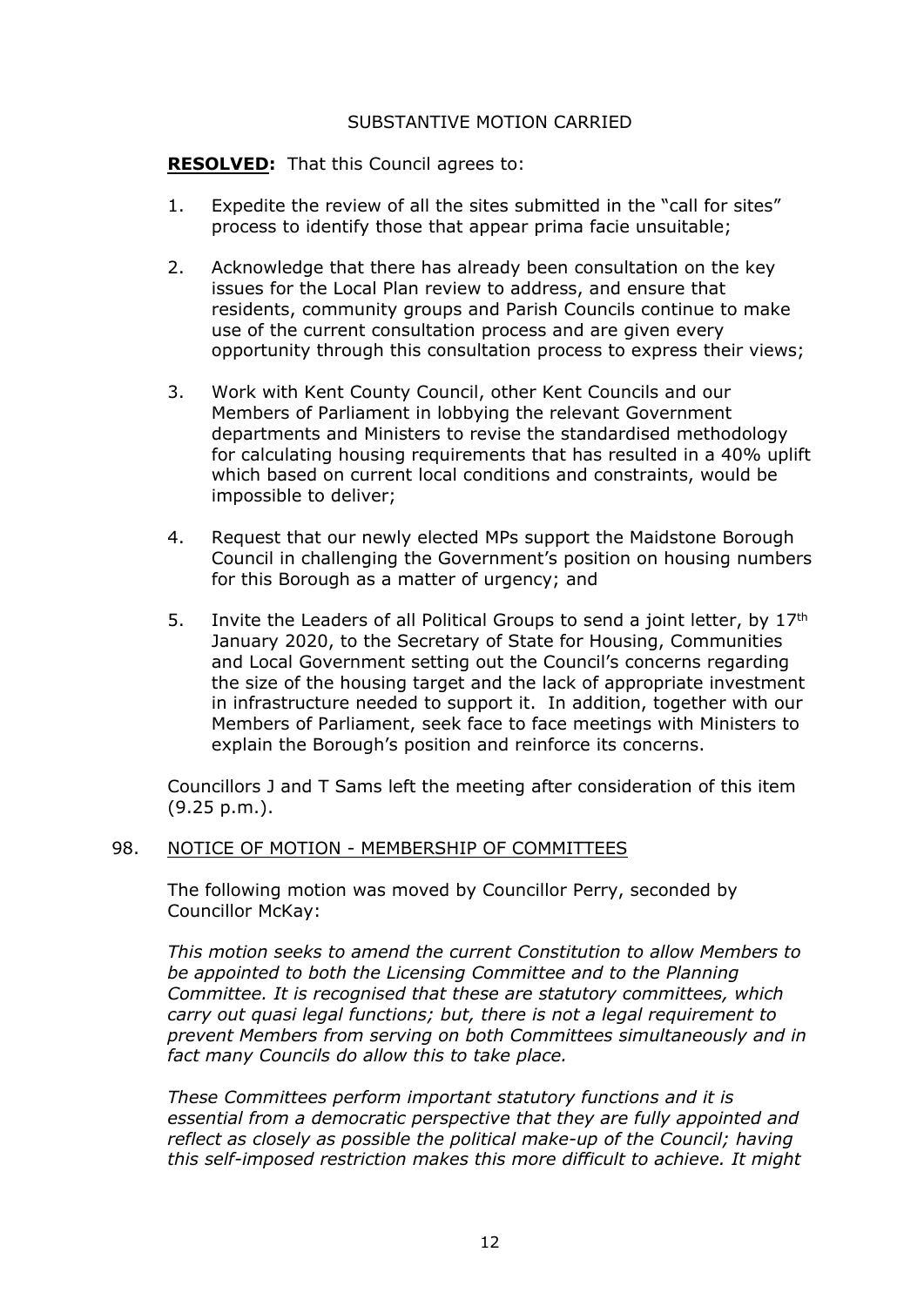SUBSTANTIVE MOTION CARRIED

**RESOLVED:** That this Council agrees to:

1. Expedite the review of all the sites submitted in the "call for sites" process to identify those that appear prima facie unsuitable;

2. Acknowledge that there has already been consultation on the key issues for the Local Plan review to address, and ensure that residents, community groups and Parish Councils continue to make use of the current consultation process and are given every opportunity through this consultation process to express their views;

3. Work with Kent County Council, other Kent Councils and our Members of Parliament in lobbying the relevant Government departments and Ministers to revise the standardised methodology for calculating housing requirements that has resulted in a 40% uplift which based on current local conditions and constraints, would be impossible to deliver;

4. Request that our newly elected MPs support the Maidstone Borough Council in challenging the Government's position on housing numbers for this Borough as a matter of urgency; and

5. Invite the Leaders of all Political Groups to send a joint letter, by 17th January 2020, to the Secretary of State for Housing, Communities and Local Government setting out the Council's concerns regarding the size of the housing target and the lack of appropriate investment in infrastructure needed to support it. In addition, together with our Members of Parliament, seek face to face meetings with Ministers to explain the Borough's position and reinforce its concerns.

Councillors J and T Sams left the meeting after consideration of this item (9.25 p.m.).

## 98. NOTICE OF MOTION - MEMBERSHIP OF COMMITTEES

The following motion was moved by Councillor Perry, seconded by Councillor McKay:

*This motion seeks to amend the current Constitution to allow Members to be appointed to both the Licensing Committee and to the Planning Committee. It is recognised that these are statutory committees, which carry out quasi legal functions; but, there is not a legal requirement to prevent Members from serving on both Committees simultaneously and in fact many Councils do allow this to take place.*

*These Committees perform important statutory functions and it is essential from a democratic perspective that they are fully appointed and reflect as closely as possible the political make-up of the Council; having this self-imposed restriction makes this more difficult to achieve. It might*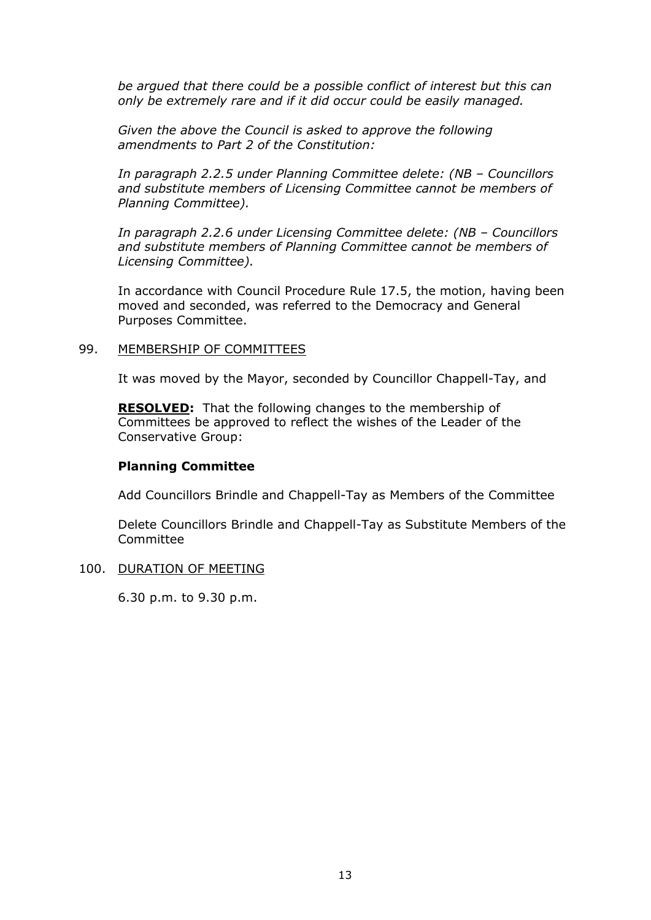*be argued that there could be a possible conflict of interest but this can only be extremely rare and if it did occur could be easily managed.*

*Given the above the Council is asked to approve the following amendments to Part 2 of the Constitution:*

*In paragraph 2.2.5 under Planning Committee delete: (NB – Councillors and substitute members of Licensing Committee cannot be members of Planning Committee).*

*In paragraph 2.2.6 under Licensing Committee delete: (NB – Councillors and substitute members of Planning Committee cannot be members of Licensing Committee).*

In accordance with Council Procedure Rule 17.5, the motion, having been moved and seconded, was referred to the Democracy and General Purposes Committee.

99. MEMBERSHIP OF COMMITTEES

It was moved by the Mayor, seconded by Councillor Chappell-Tay, and

**RESOLVED:** That the following changes to the membership of Committees be approved to reflect the wishes of the Leader of the Conservative Group:

**Planning Committee**

Add Councillors Brindle and Chappell-Tay as Members of the Committee

Delete Councillors Brindle and Chappell-Tay as Substitute Members of the Committee

100. DURATION OF MEETING

6.30 p.m. to 9.30 p.m.